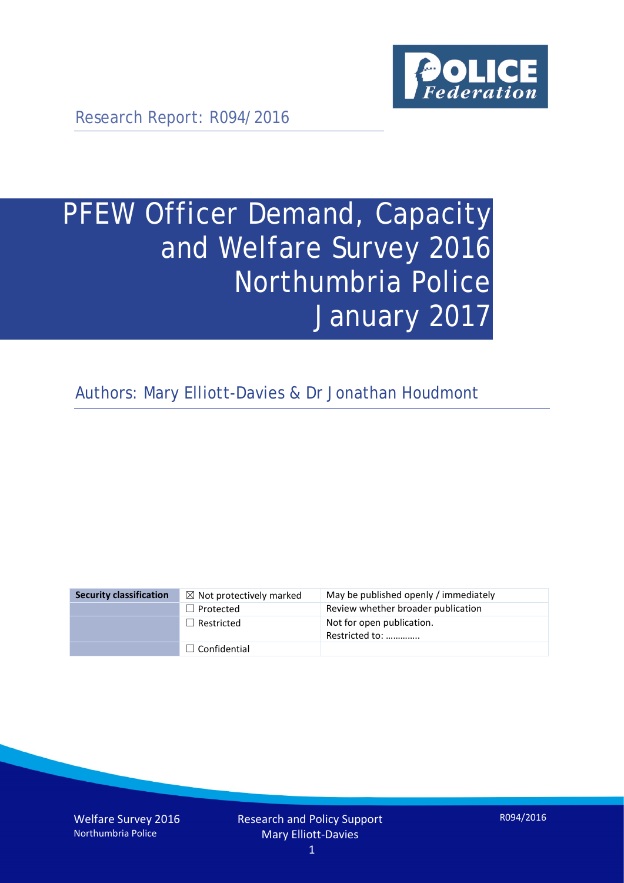Research Report: R094/2016

# PFEW Officer Demand, Capacity and Welfare Survey 2016 Northumbria Police January 2017

Authors: Mary Elliott-Davies & Dr Jonathan Houdmont

| Security classification | ☒ Not protectively marked | May be published openly / immediately |
|---|---|---|
| | ☐ Protected | Review whether broader publication |
| | ☐ Restricted | Not for open publication. Restricted to: ………….. |
| | ☐ Confidential | |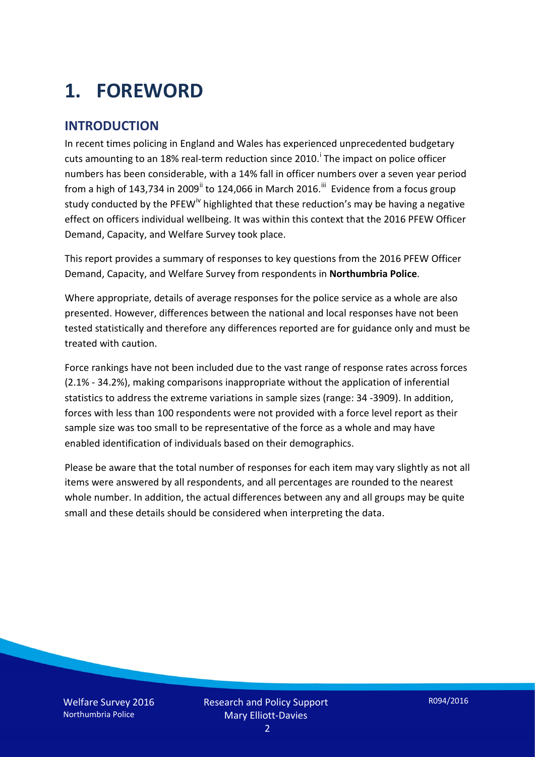# 1. FOREWORD

## INTRODUCTION

In recent times policing in England and Wales has experienced unprecedented budgetary cuts amounting to an 18% real-term reduction since 2010.[i] The impact on police officer numbers has been considerable, with a 14% fall in officer numbers over a seven year period from a high of 143,734 in 2009[ii] to 124,066 in March 2016.[iii] Evidence from a focus group study conducted by the PFEW[iv] highlighted that these reduction's may be having a negative effect on officers individual wellbeing. It was within this context that the 2016 PFEW Officer Demand, Capacity, and Welfare Survey took place.

This report provides a summary of responses to key questions from the 2016 PFEW Officer Demand, Capacity, and Welfare Survey from respondents in **Northumbria Police**.

Where appropriate, details of average responses for the police service as a whole are also presented. However, differences between the national and local responses have not been tested statistically and therefore any differences reported are for guidance only and must be treated with caution.

Force rankings have not been included due to the vast range of response rates across forces (2.1% - 34.2%), making comparisons inappropriate without the application of inferential statistics to address the extreme variations in sample sizes (range: 34 -3909). In addition, forces with less than 100 respondents were not provided with a force level report as their sample size was too small to be representative of the force as a whole and may have enabled identification of individuals based on their demographics.

Please be aware that the total number of responses for each item may vary slightly as not all items were answered by all respondents, and all percentages are rounded to the nearest whole number. In addition, the actual differences between any and all groups may be quite small and these details should be considered when interpreting the data.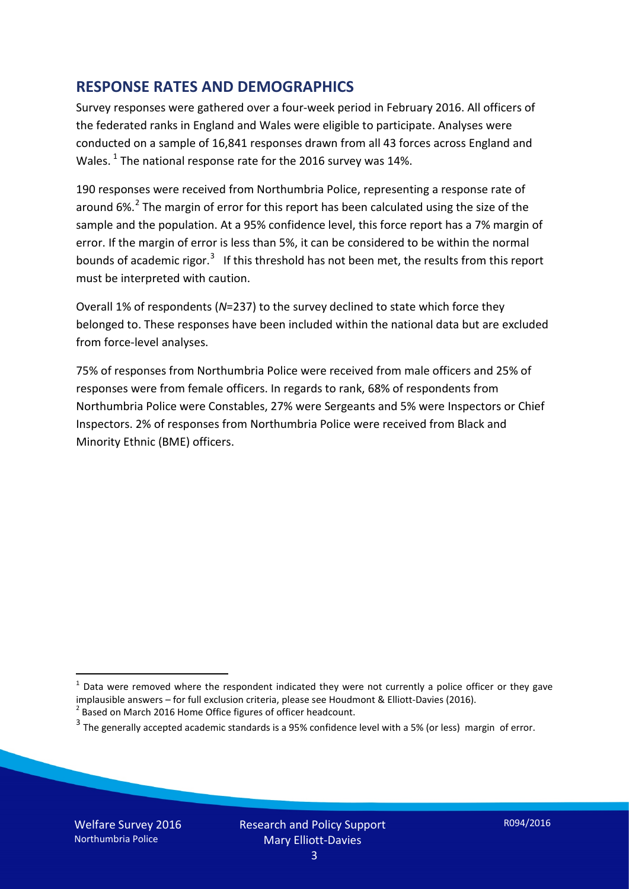## RESPONSE RATES AND DEMOGRAPHICS

Survey responses were gathered over a four-week period in February 2016. All officers of the federated ranks in England and Wales were eligible to participate. Analyses were conducted on a sample of 16,841 responses drawn from all 43 forces across England and Wales.[1] The national response rate for the 2016 survey was 14%.

190 responses were received from Northumbria Police, representing a response rate of around 6%.[2] The margin of error for this report has been calculated using the size of the sample and the population. At a 95% confidence level, this force report has a 7% margin of error. If the margin of error is less than 5%, it can be considered to be within the normal bounds of academic rigor.[3] If this threshold has not been met, the results from this report must be interpreted with caution.

Overall 1% of respondents (*N*=237) to the survey declined to state which force they belonged to. These responses have been included within the national data but are excluded from force-level analyses.

75% of responses from Northumbria Police were received from male officers and 25% of responses were from female officers. In regards to rank, 68% of respondents from Northumbria Police were Constables, 27% were Sergeants and 5% were Inspectors or Chief Inspectors. 2% of responses from Northumbria Police were received from Black and Minority Ethnic (BME) officers.

---

[1] Data were removed where the respondent indicated they were not currently a police officer or they gave implausible answers – for full exclusion criteria, please see Houdmont & Elliott-Davies (2016).

[2] Based on March 2016 Home Office figures of officer headcount.

[3] The generally accepted academic standards is a 95% confidence level with a 5% (or less) margin of error.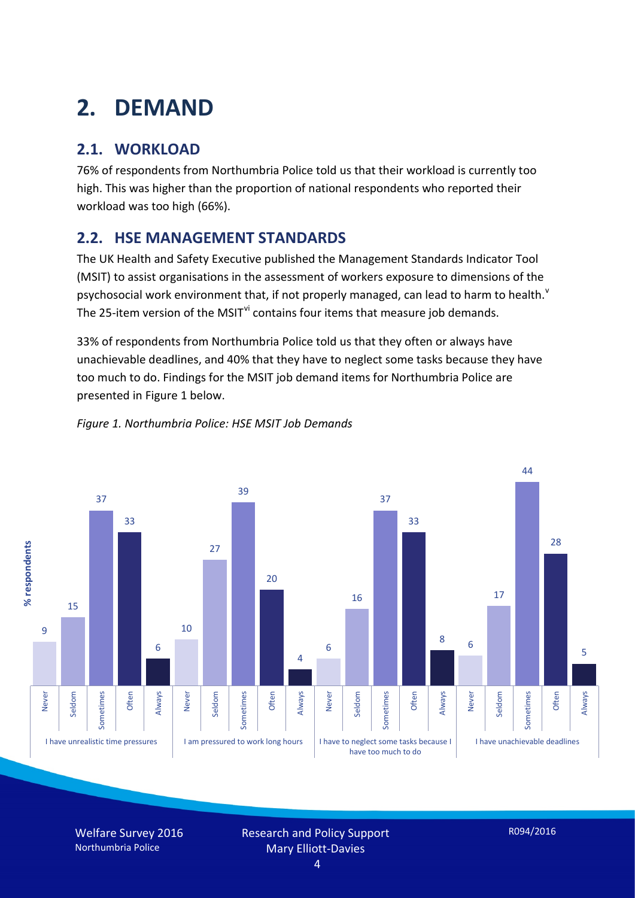# 2. DEMAND

## 2.1. WORKLOAD

76% of respondents from Northumbria Police told us that their workload is currently too high. This was higher than the proportion of national respondents who reported their workload was too high (66%).

## 2.2. HSE MANAGEMENT STANDARDS

The UK Health and Safety Executive published the Management Standards Indicator Tool (MSIT) to assist organisations in the assessment of workers exposure to dimensions of the psychosocial work environment that, if not properly managed, can lead to harm to health.[v] The 25-item version of the MSIT[vi] contains four items that measure job demands.

33% of respondents from Northumbria Police told us that they often or always have unachievable deadlines, and 40% that they have to neglect some tasks because they have too much to do. Findings for the MSIT job demand items for Northumbria Police are presented in Figure 1 below.

*Figure 1. Northumbria Police: HSE MSIT Job Demands*

| % respondents | Never | Seldom | Sometimes | Often | Always |
|---|---|---|---|---|---|
| I have unrealistic time pressures | 9 | 15 | 37 | 33 | 6 |
| I am pressured to work long hours | 10 | 27 | 39 | 20 | 4 |
| I have to neglect some tasks because I have too much to do | 6 | 16 | 37 | 33 | 8 |
| I have unachievable deadlines | 6 | 17 | 44 | 28 | 5 |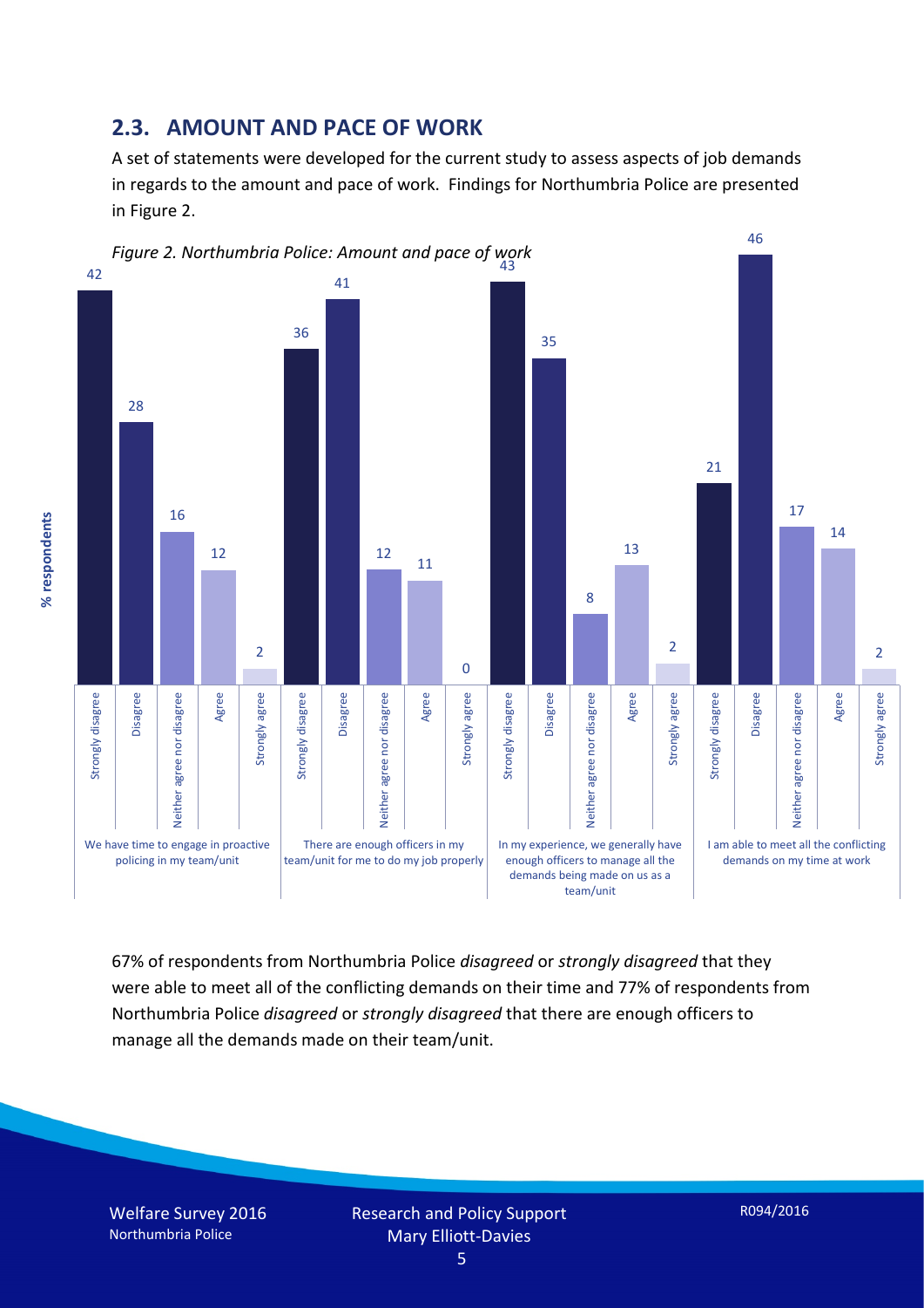## 2.3. AMOUNT AND PACE OF WORK

A set of statements were developed for the current study to assess aspects of job demands in regards to the amount and pace of work. Findings for Northumbria Police are presented in Figure 2.

*Figure 2. Northumbria Police: Amount and pace of work*

| Statement | Strongly disagree | Disagree | Neither agree nor disagree | Agree | Strongly agree |
|---|---|---|---|---|---|
| We have time to engage in proactive policing in my team/unit | 42 | 28 | 16 | 12 | 2 |
| There are enough officers in my team/unit for me to do my job properly | 36 | 41 | 12 | 11 | 0 |
| In my experience, we generally have enough officers to manage all the demands being made on us as a team/unit | 43 | 35 | 8 | 13 | 2 |
| I am able to meet all the conflicting demands on my time at work | 21 | 46 | 17 | 14 | 2 |

67% of respondents from Northumbria Police *disagreed* or *strongly disagreed* that they were able to meet all of the conflicting demands on their time and 77% of respondents from Northumbria Police *disagreed* or *strongly disagreed* that there are enough officers to manage all the demands made on their team/unit.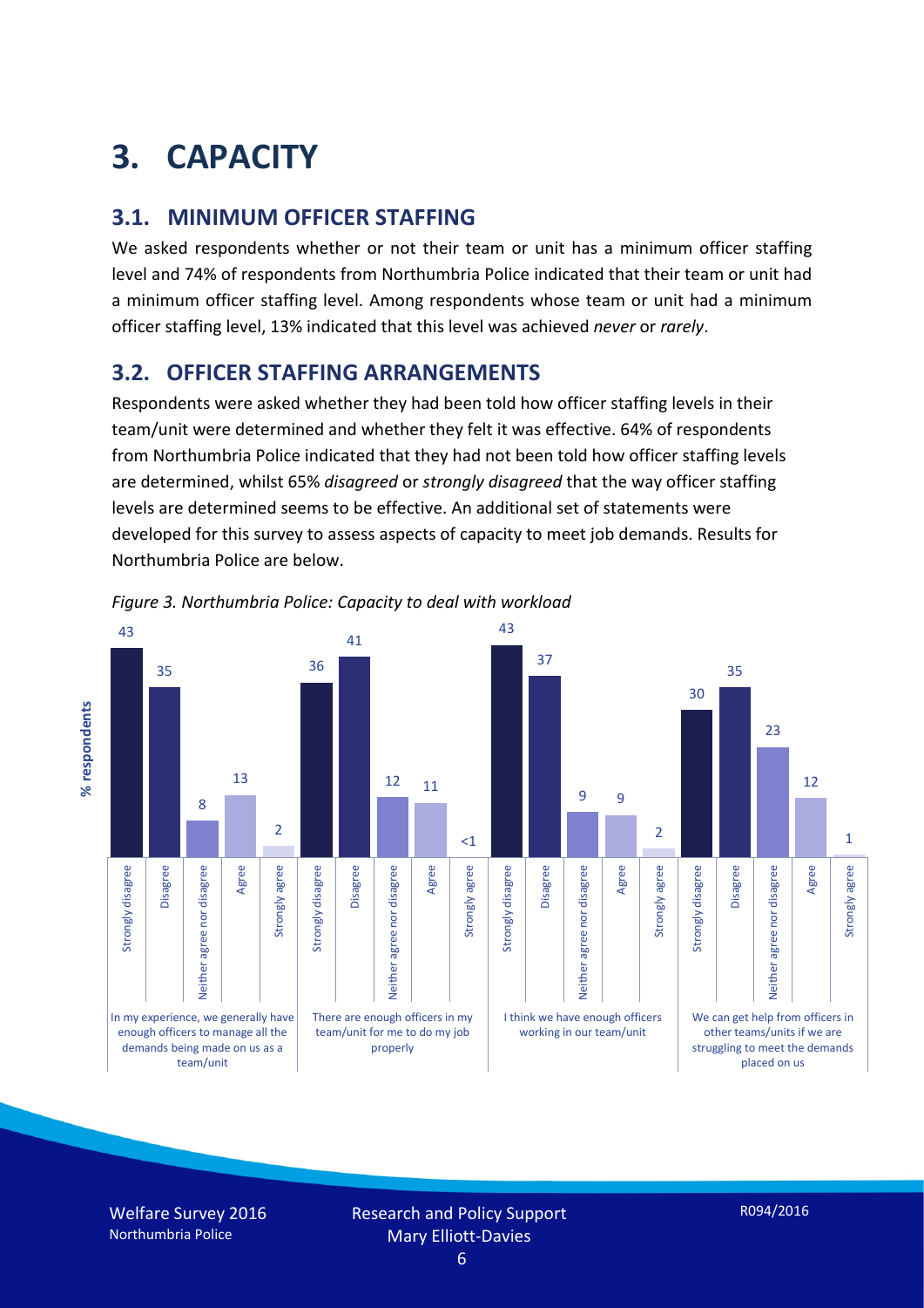# 3. CAPACITY

## 3.1. MINIMUM OFFICER STAFFING

We asked respondents whether or not their team or unit has a minimum officer staffing level and 74% of respondents from Northumbria Police indicated that their team or unit had a minimum officer staffing level. Among respondents whose team or unit had a minimum officer staffing level, 13% indicated that this level was achieved *never* or *rarely*.

## 3.2. OFFICER STAFFING ARRANGEMENTS

Respondents were asked whether they had been told how officer staffing levels in their team/unit were determined and whether they felt it was effective. 64% of respondents from Northumbria Police indicated that they had not been told how officer staffing levels are determined, whilst 65% *disagreed* or *strongly disagreed* that the way officer staffing levels are determined seems to be effective. An additional set of statements were developed for this survey to assess aspects of capacity to meet job demands. Results for Northumbria Police are below.

*Figure 3. Northumbria Police: Capacity to deal with workload*

| % respondents | Strongly disagree | Disagree | Neither agree nor disagree | Agree | Strongly agree |
|---|---|---|---|---|---|
| In my experience, we generally have enough officers to manage all the demands being made on us as a team/unit | 43 | 35 | 8 | 13 | 2 |
| There are enough officers in my team/unit for me to do my job properly | 36 | 41 | 12 | 11 | <1 |
| I think we have enough officers working in our team/unit | 43 | 37 | 9 | 9 | 2 |
| We can get help from officers in other teams/units if we are struggling to meet the demands placed on us | 30 | 35 | 23 | 12 | 1 |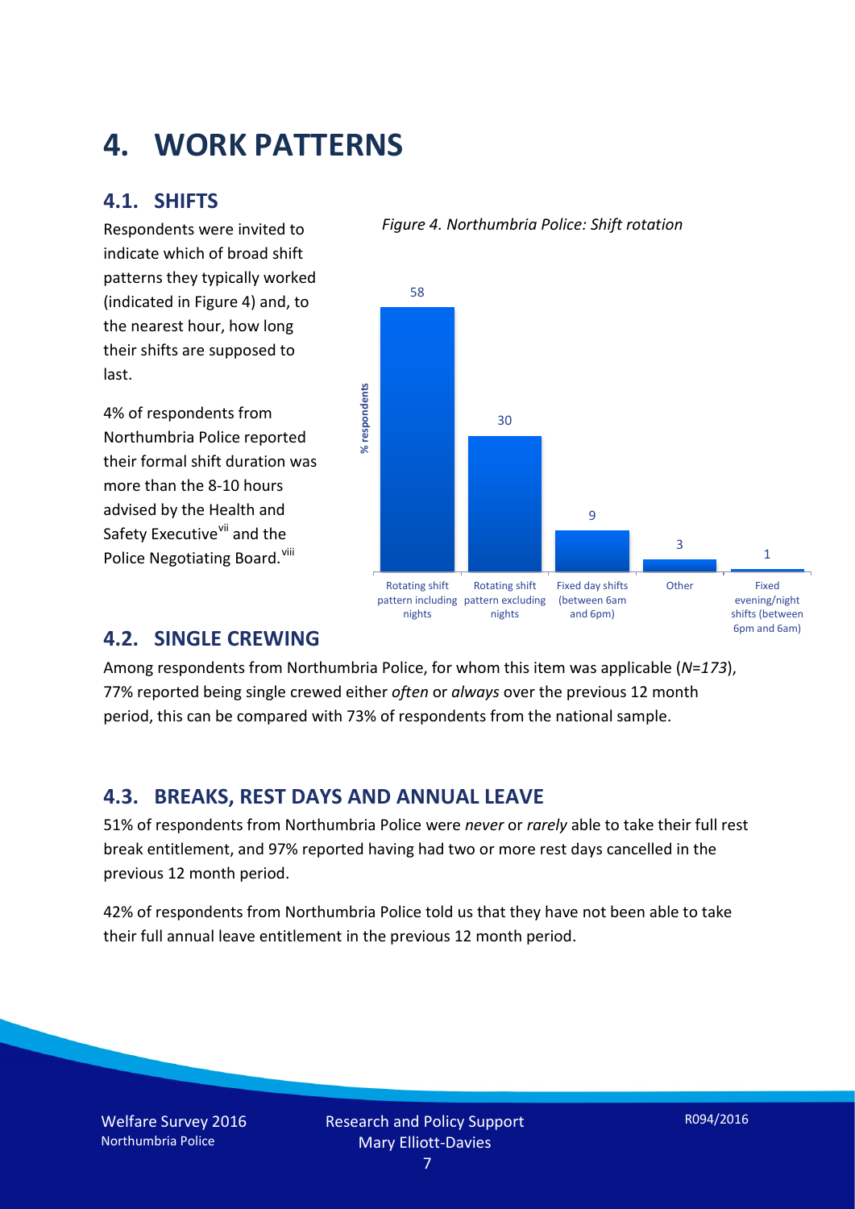# 4. WORK PATTERNS

## 4.1. SHIFTS

Respondents were invited to indicate which of broad shift patterns they typically worked (indicated in Figure 4) and, to the nearest hour, how long their shifts are supposed to last.

4% of respondents from Northumbria Police reported their formal shift duration was more than the 8-10 hours advised by the Health and Safety Executive[vii] and the Police Negotiating Board.[viii]

*Figure 4. Northumbria Police: Shift rotation*

| Shift pattern | % respondents |
| --- | --- |
| Rotating shift pattern including nights | 58 |
| Rotating shift pattern excluding nights | 30 |
| Fixed day shifts (between 6am and 6pm) | 9 |
| Other | 3 |
| Fixed evening/night shifts (between 6pm and 6am) | 1 |

## 4.2. SINGLE CREWING

Among respondents from Northumbria Police, for whom this item was applicable (*N=173*), 77% reported being single crewed either *often* or *always* over the previous 12 month period, this can be compared with 73% of respondents from the national sample.

## 4.3. BREAKS, REST DAYS AND ANNUAL LEAVE

51% of respondents from Northumbria Police were *never* or *rarely* able to take their full rest break entitlement, and 97% reported having had two or more rest days cancelled in the previous 12 month period.

42% of respondents from Northumbria Police told us that they have not been able to take their full annual leave entitlement in the previous 12 month period.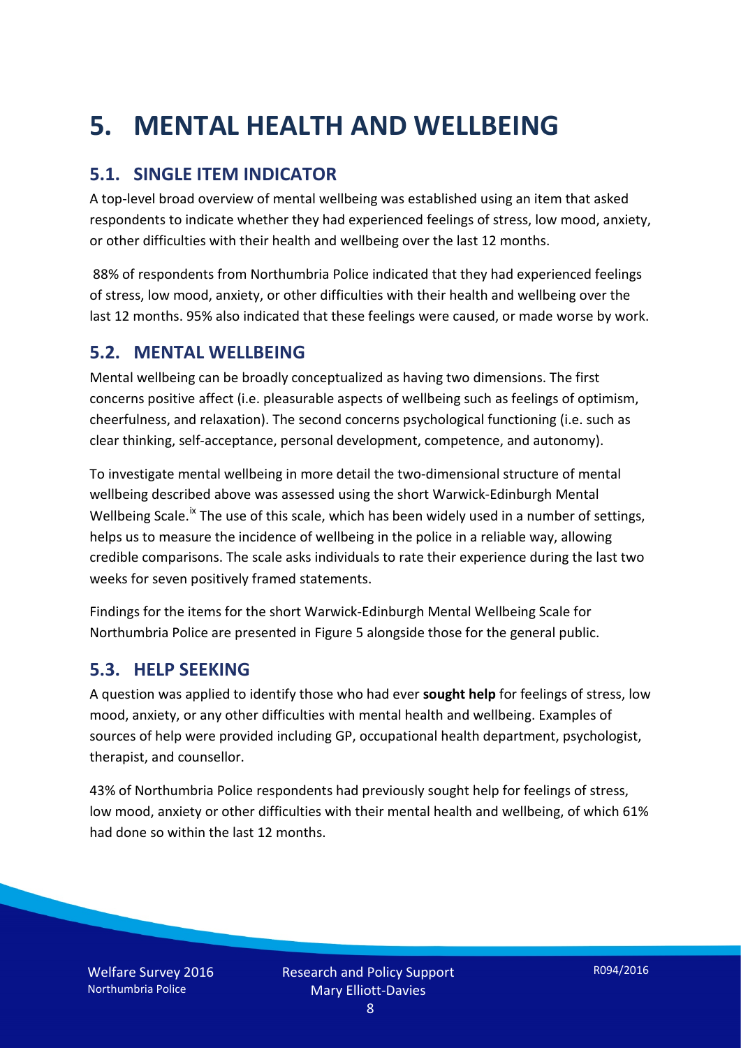# 5. MENTAL HEALTH AND WELLBEING

## 5.1. SINGLE ITEM INDICATOR

A top-level broad overview of mental wellbeing was established using an item that asked respondents to indicate whether they had experienced feelings of stress, low mood, anxiety, or other difficulties with their health and wellbeing over the last 12 months.

88% of respondents from Northumbria Police indicated that they had experienced feelings of stress, low mood, anxiety, or other difficulties with their health and wellbeing over the last 12 months. 95% also indicated that these feelings were caused, or made worse by work.

## 5.2. MENTAL WELLBEING

Mental wellbeing can be broadly conceptualized as having two dimensions. The first concerns positive affect (i.e. pleasurable aspects of wellbeing such as feelings of optimism, cheerfulness, and relaxation). The second concerns psychological functioning (i.e. such as clear thinking, self-acceptance, personal development, competence, and autonomy).

To investigate mental wellbeing in more detail the two-dimensional structure of mental wellbeing described above was assessed using the short Warwick-Edinburgh Mental Wellbeing Scale.[ix] The use of this scale, which has been widely used in a number of settings, helps us to measure the incidence of wellbeing in the police in a reliable way, allowing credible comparisons. The scale asks individuals to rate their experience during the last two weeks for seven positively framed statements.

Findings for the items for the short Warwick-Edinburgh Mental Wellbeing Scale for Northumbria Police are presented in Figure 5 alongside those for the general public.

## 5.3. HELP SEEKING

A question was applied to identify those who had ever **sought help** for feelings of stress, low mood, anxiety, or any other difficulties with mental health and wellbeing. Examples of sources of help were provided including GP, occupational health department, psychologist, therapist, and counsellor.

43% of Northumbria Police respondents had previously sought help for feelings of stress, low mood, anxiety or other difficulties with their mental health and wellbeing, of which 61% had done so within the last 12 months.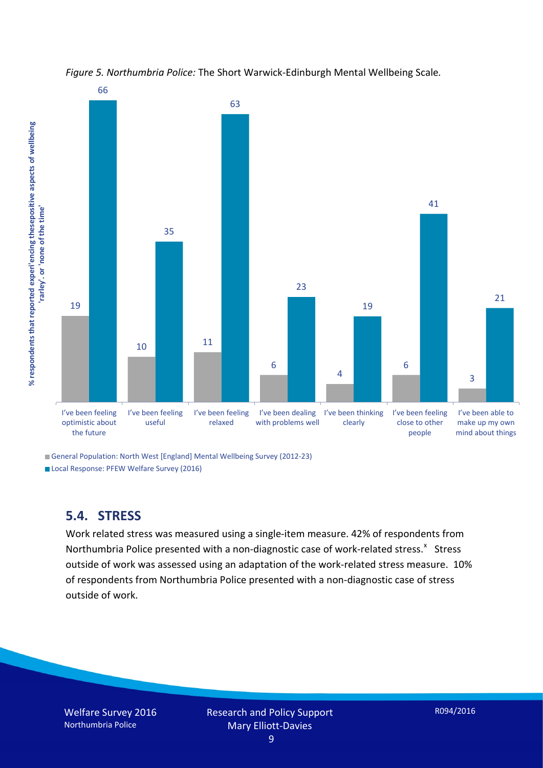*Figure 5. Northumbria Police:* The Short Warwick-Edinburgh Mental Wellbeing Scale.

| | General Population: North West [England] Mental Wellbeing Survey (2012-23) | Local Response: PFEW Welfare Survey (2016) |
|---|---|---|
| I've been feeling optimistic about the future | 19 | 66 |
| I've been feeling useful | 10 | 35 |
| I've been feeling relaxed | 11 | 63 |
| I've been dealing with problems well | 6 | 23 |
| I've been thinking clearly | 4 | 19 |
| I've been feeling close to other people | 6 | 41 |
| I've been able to make up my own mind about things | 3 | 21 |

% respondents that reported experi'encing thesepositive aspects of wellbeing 'rarley'. or 'none of the time'

## 5.4. STRESS

Work related stress was measured using a single-item measure. 42% of respondents from Northumbria Police presented with a non-diagnostic case of work-related stress.[x] Stress outside of work was assessed using an adaptation of the work-related stress measure. 10% of respondents from Northumbria Police presented with a non-diagnostic case of stress outside of work.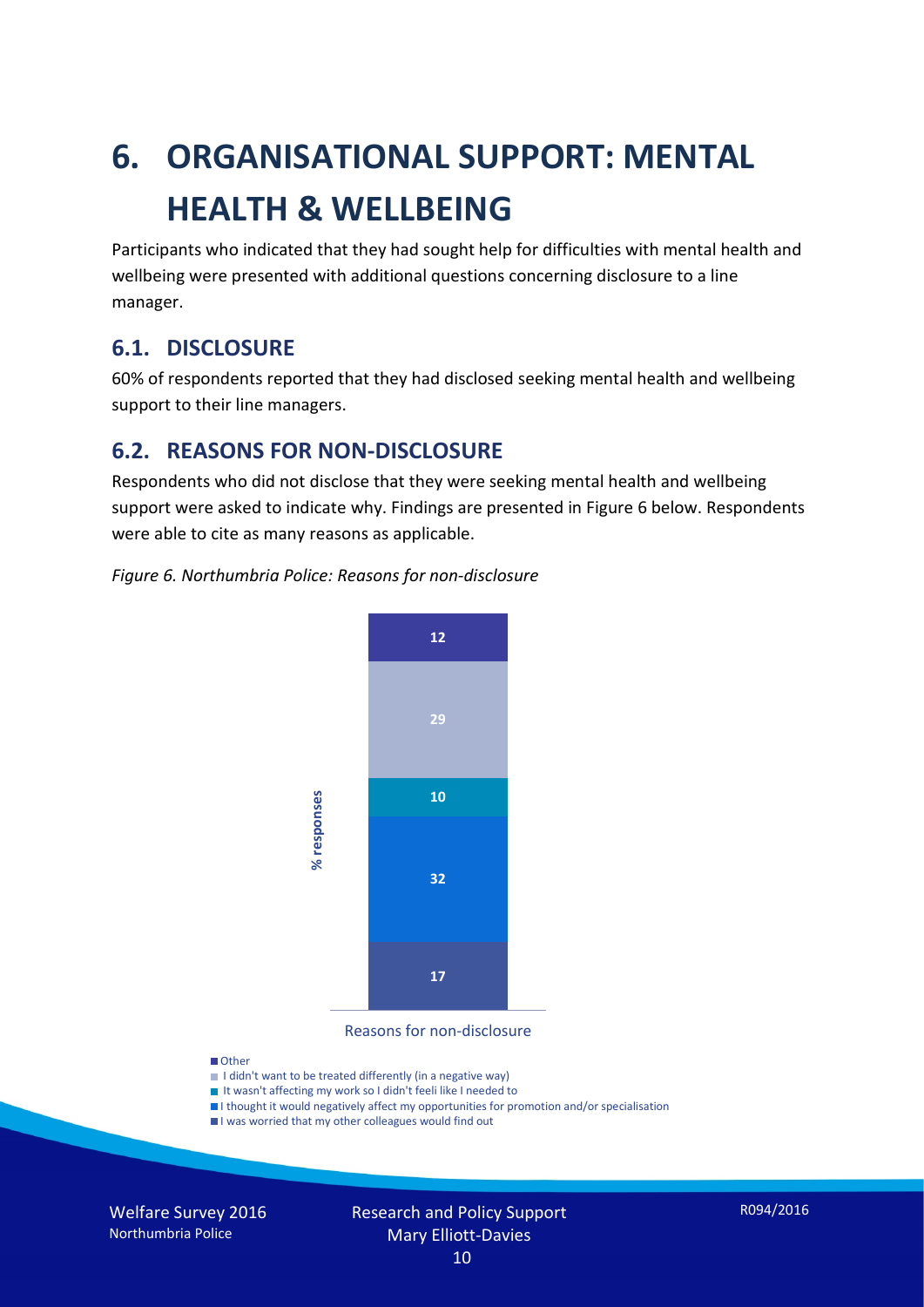# 6. ORGANISATIONAL SUPPORT: MENTAL HEALTH & WELLBEING

Participants who indicated that they had sought help for difficulties with mental health and wellbeing were presented with additional questions concerning disclosure to a line manager.

## 6.1. DISCLOSURE

60% of respondents reported that they had disclosed seeking mental health and wellbeing support to their line managers.

## 6.2. REASONS FOR NON-DISCLOSURE

Respondents who did not disclose that they were seeking mental health and wellbeing support were asked to indicate why. Findings are presented in Figure 6 below. Respondents were able to cite as many reasons as applicable.

*Figure 6. Northumbria Police: Reasons for non-disclosure*

| Reasons for non-disclosure | % responses |
|---|---|
| Other | 12 |
| I didn't want to be treated differently (in a negative way) | 29 |
| It wasn't affecting my work so I didn't feeli like I needed to | 10 |
| I thought it would negatively affect my opportunities for promotion and/or specialisation | 32 |
| I was worried that my other colleagues would find out | 17 |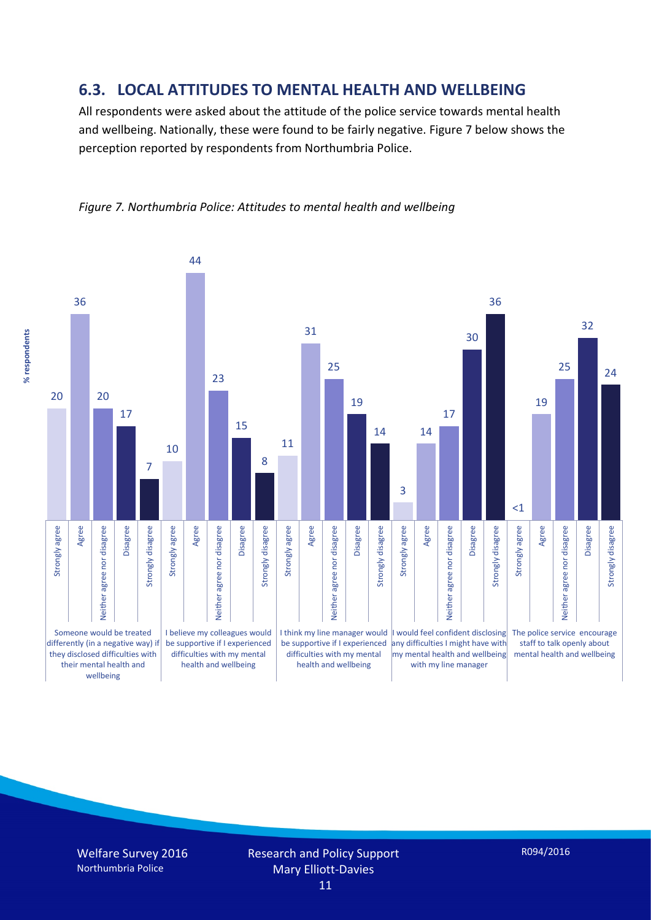## 6.3. LOCAL ATTITUDES TO MENTAL HEALTH AND WELLBEING

All respondents were asked about the attitude of the police service towards mental health and wellbeing. Nationally, these were found to be fairly negative. Figure 7 below shows the perception reported by respondents from Northumbria Police.

*Figure 7. Northumbria Police: Attitudes to mental health and wellbeing*

| % respondents | Strongly agree | Agree | Neither agree nor disagree | Disagree | Strongly disagree |
|---|---|---|---|---|---|
| Someone would be treated differently (in a negative way) if they disclosed difficulties with their mental health and wellbeing | 20 | 36 | 20 | 17 | 7 |
| I believe my colleagues would be supportive if I experienced difficulties with my mental health and wellbeing | 10 | 44 | 23 | 15 | 8 |
| I think my line manager would be supportive if I experienced difficulties with my mental health and wellbeing | 11 | 31 | 25 | 19 | 14 |
| I would feel confident disclosing any difficulties I might have with my mental health and wellbeing with my line manager | 3 | 14 | 17 | 30 | 36 |
| The police service encourage staff to talk openly about mental health and wellbeing | <1 | 19 | 25 | 32 | 24 |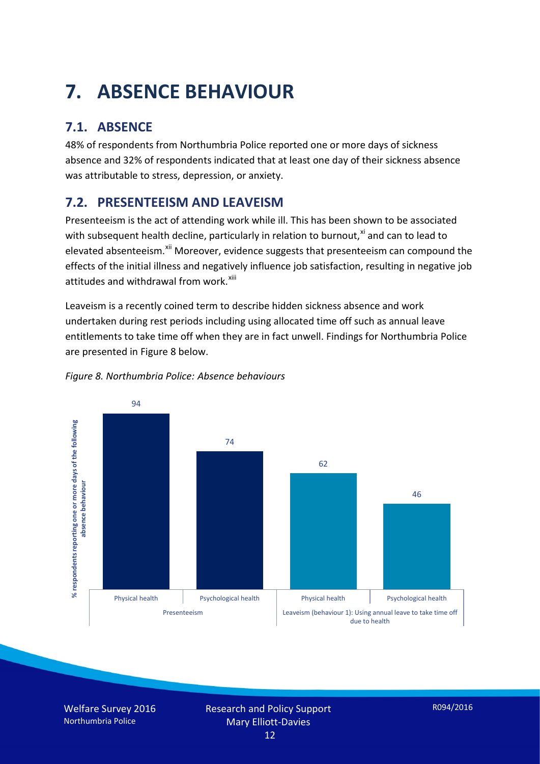# 7. ABSENCE BEHAVIOUR

## 7.1. ABSENCE

48% of respondents from Northumbria Police reported one or more days of sickness absence and 32% of respondents indicated that at least one day of their sickness absence was attributable to stress, depression, or anxiety.

## 7.2. PRESENTEEISM AND LEAVEISM

Presenteeism is the act of attending work while ill. This has been shown to be associated with subsequent health decline, particularly in relation to burnout,[xi] and can to lead to elevated absenteeism.[xii] Moreover, evidence suggests that presenteeism can compound the effects of the initial illness and negatively influence job satisfaction, resulting in negative job attitudes and withdrawal from work.[xiii]

Leaveism is a recently coined term to describe hidden sickness absence and work undertaken during rest periods including using allocated time off such as annual leave entitlements to take time off when they are in fact unwell. Findings for Northumbria Police are presented in Figure 8 below.

*Figure 8. Northumbria Police: Absence behaviours*

| | Physical health | Psychological health |
|---|---|---|
| Presenteeism | 94 | 74 |
| Leaveism (behaviour 1): Using annual leave to take time off due to health | 62 | 46 |

(% respondents reporting one or more days of the following absence behaviour)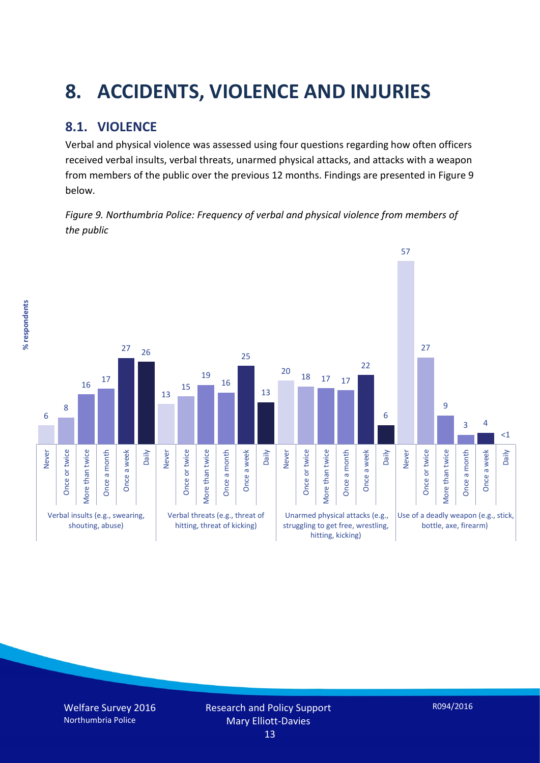# 8. ACCIDENTS, VIOLENCE AND INJURIES

## 8.1. VIOLENCE

Verbal and physical violence was assessed using four questions regarding how often officers received verbal insults, verbal threats, unarmed physical attacks, and attacks with a weapon from members of the public over the previous 12 months. Findings are presented in Figure 9 below.

*Figure 9. Northumbria Police: Frequency of verbal and physical violence from members of the public*

| % respondents | Never | Once or twice | More than twice | Once a month | Once a week | Daily |
|---|---|---|---|---|---|---|
| Verbal insults (e.g., swearing, shouting, abuse) | 6 | 8 | 16 | 17 | 27 | 26 |
| Verbal threats (e.g., threat of hitting, threat of kicking) | 13 | 15 | 19 | 16 | 25 | 13 |
| Unarmed physical attacks (e.g., struggling to get free, wrestling, hitting, kicking) | 20 | 18 | 17 | 17 | 22 | 6 |
| Use of a deadly weapon (e.g., stick, bottle, axe, firearm) | 57 | 27 | 9 | 3 | 4 | <1 |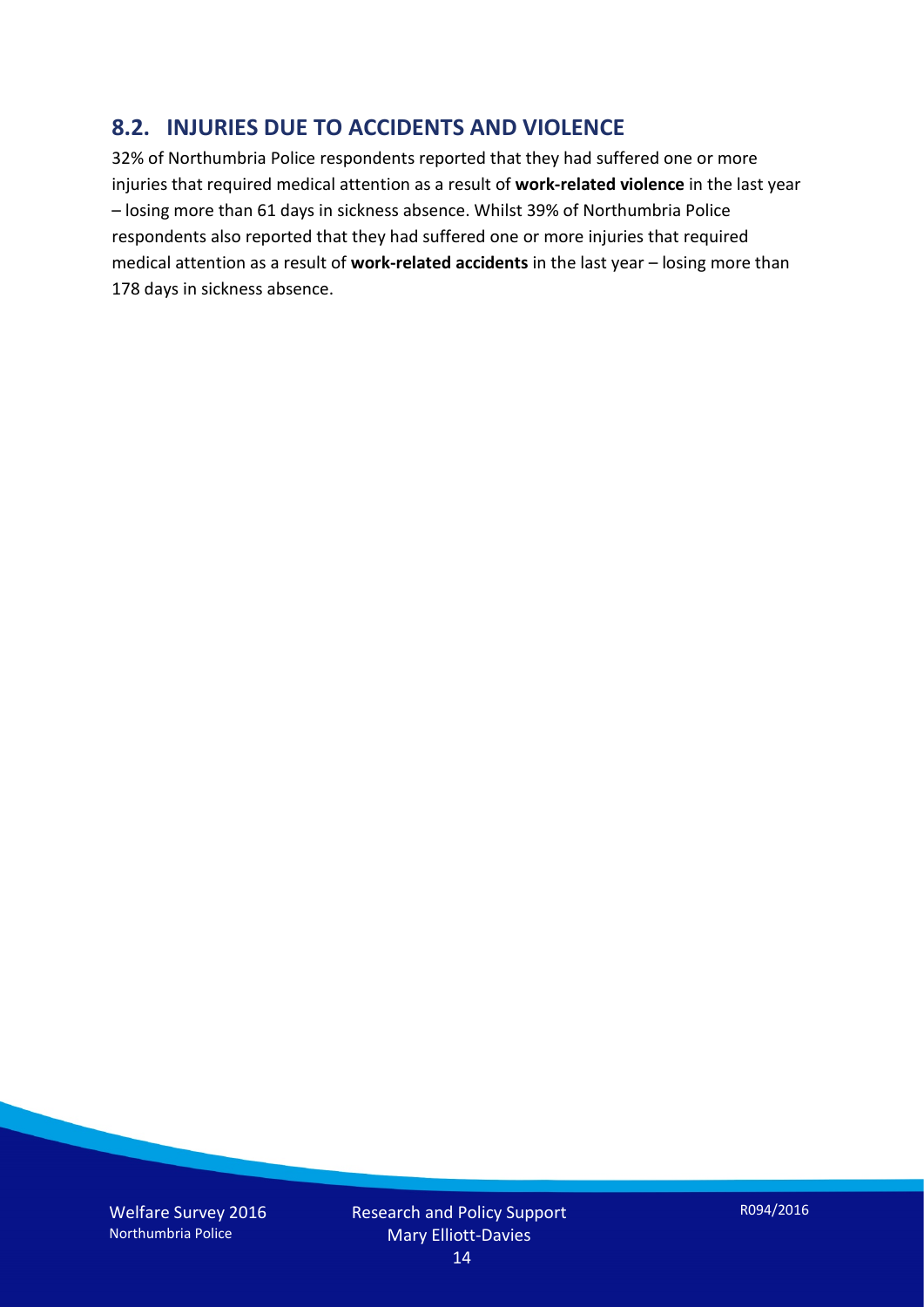## 8.2. INJURIES DUE TO ACCIDENTS AND VIOLENCE

32% of Northumbria Police respondents reported that they had suffered one or more injuries that required medical attention as a result of **work-related violence** in the last year – losing more than 61 days in sickness absence. Whilst 39% of Northumbria Police respondents also reported that they had suffered one or more injuries that required medical attention as a result of **work-related accidents** in the last year – losing more than 178 days in sickness absence.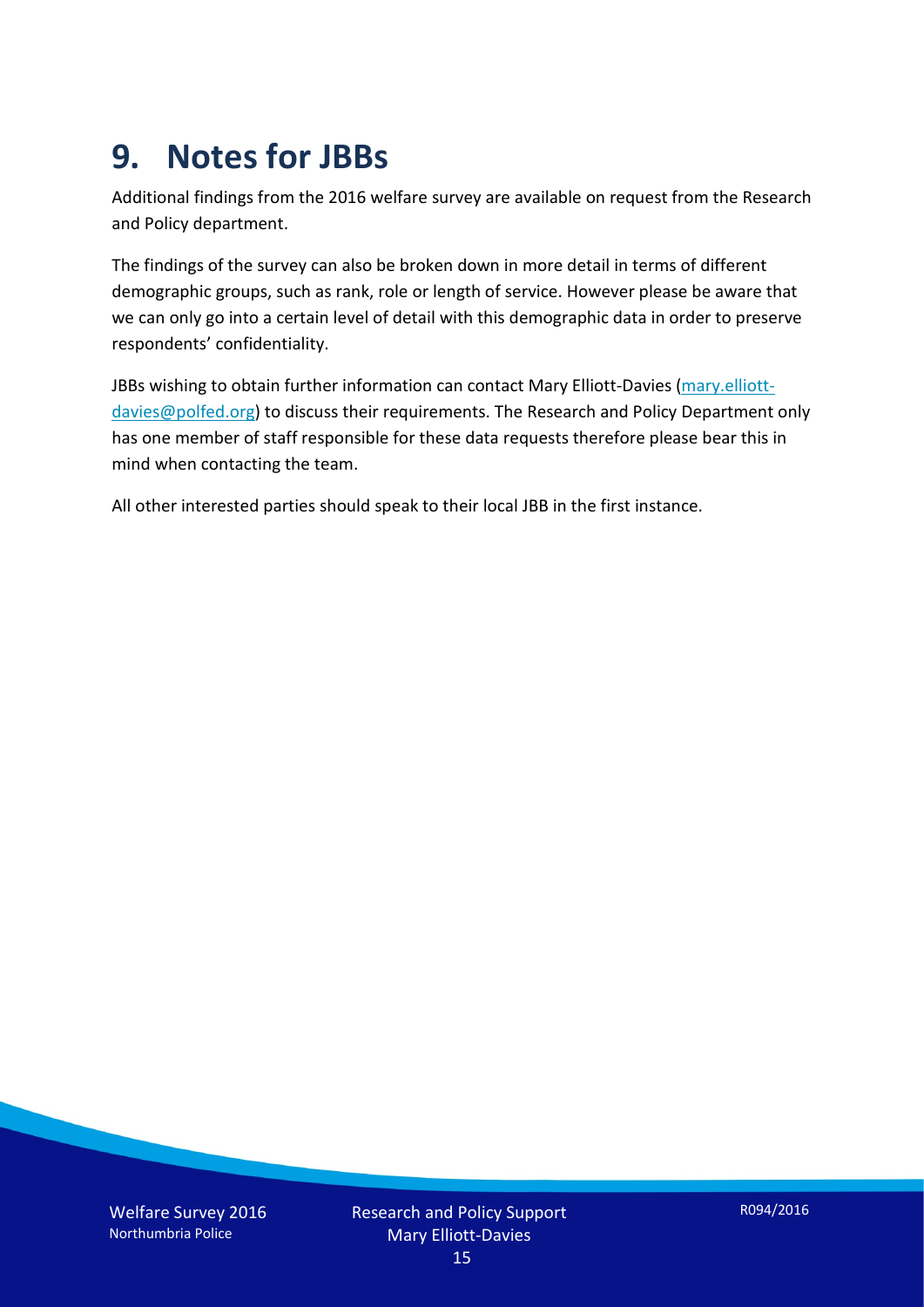# 9. Notes for JBBs

Additional findings from the 2016 welfare survey are available on request from the Research and Policy department.

The findings of the survey can also be broken down in more detail in terms of different demographic groups, such as rank, role or length of service. However please be aware that we can only go into a certain level of detail with this demographic data in order to preserve respondents' confidentiality.

JBBs wishing to obtain further information can contact Mary Elliott-Davies (mary.elliott-davies@polfed.org) to discuss their requirements. The Research and Policy Department only has one member of staff responsible for these data requests therefore please bear this in mind when contacting the team.

All other interested parties should speak to their local JBB in the first instance.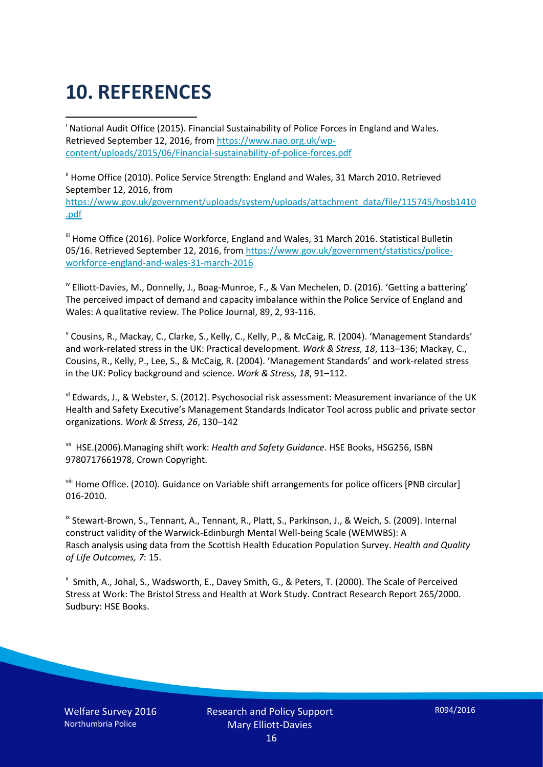# 10. REFERENCES

[i] National Audit Office (2015). Financial Sustainability of Police Forces in England and Wales. Retrieved September 12, 2016, from https://www.nao.org.uk/wp-content/uploads/2015/06/Financial-sustainability-of-police-forces.pdf

[ii] Home Office (2010). Police Service Strength: England and Wales, 31 March 2010. Retrieved September 12, 2016, from https://www.gov.uk/government/uploads/system/uploads/attachment_data/file/115745/hosb1410.pdf

[iii] Home Office (2016). Police Workforce, England and Wales, 31 March 2016. Statistical Bulletin 05/16. Retrieved September 12, 2016, from https://www.gov.uk/government/statistics/police-workforce-england-and-wales-31-march-2016

[iv] Elliott-Davies, M., Donnelly, J., Boag-Munroe, F., & Van Mechelen, D. (2016). 'Getting a battering' The perceived impact of demand and capacity imbalance within the Police Service of England and Wales: A qualitative review. The Police Journal, 89, 2, 93-116.

[v] Cousins, R., Mackay, C., Clarke, S., Kelly, C., Kelly, P., & McCaig, R. (2004). 'Management Standards' and work-related stress in the UK: Practical development. *Work & Stress, 18*, 113–136; Mackay, C., Cousins, R., Kelly, P., Lee, S., & McCaig, R. (2004). 'Management Standards' and work-related stress in the UK: Policy background and science. *Work & Stress, 18*, 91–112.

[vi] Edwards, J., & Webster, S. (2012). Psychosocial risk assessment: Measurement invariance of the UK Health and Safety Executive's Management Standards Indicator Tool across public and private sector organizations. *Work & Stress, 26*, 130–142

[vii] HSE.(2006).Managing shift work: *Health and Safety Guidance*. HSE Books, HSG256, ISBN 9780717661978, Crown Copyright.

[viii] Home Office. (2010). Guidance on Variable shift arrangements for police officers [PNB circular] 016-2010.

[ix] Stewart-Brown, S., Tennant, A., Tennant, R., Platt, S., Parkinson, J., & Weich, S. (2009). Internal construct validity of the Warwick-Edinburgh Mental Well-being Scale (WEMWBS): A Rasch analysis using data from the Scottish Health Education Population Survey. *Health and Quality of Life Outcomes, 7*: 15.

[x] Smith, A., Johal, S., Wadsworth, E., Davey Smith, G., & Peters, T. (2000). The Scale of Perceived Stress at Work: The Bristol Stress and Health at Work Study. Contract Research Report 265/2000. Sudbury: HSE Books.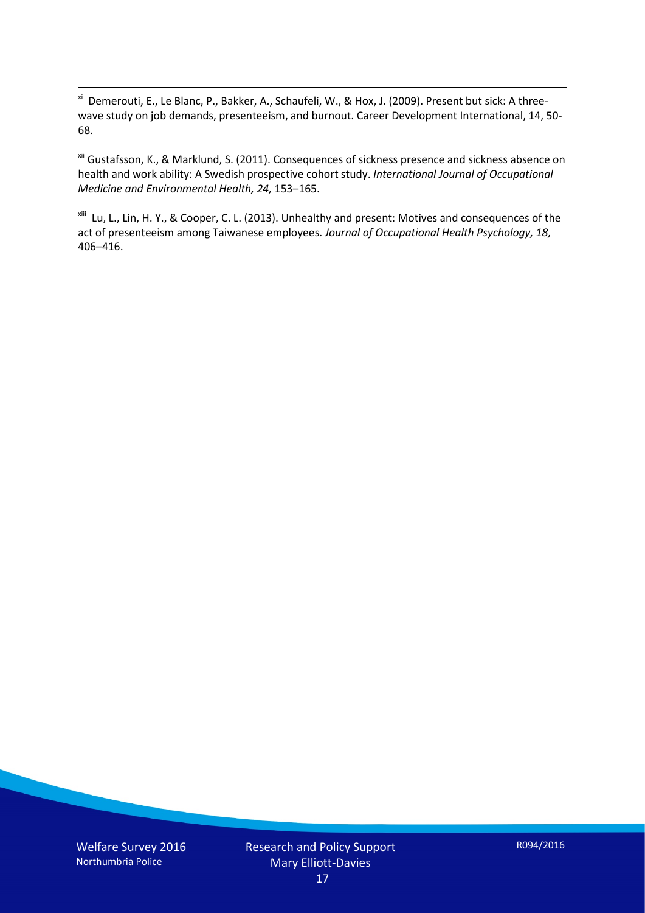[xi] Demerouti, E., Le Blanc, P., Bakker, A., Schaufeli, W., & Hox, J. (2009). Present but sick: A three-wave study on job demands, presenteeism, and burnout. Career Development International, 14, 50-68.

[xii] Gustafsson, K., & Marklund, S. (2011). Consequences of sickness presence and sickness absence on health and work ability: A Swedish prospective cohort study. *International Journal of Occupational Medicine and Environmental Health, 24,* 153–165.

[xiii] Lu, L., Lin, H. Y., & Cooper, C. L. (2013). Unhealthy and present: Motives and consequences of the act of presenteeism among Taiwanese employees. *Journal of Occupational Health Psychology, 18,* 406–416.